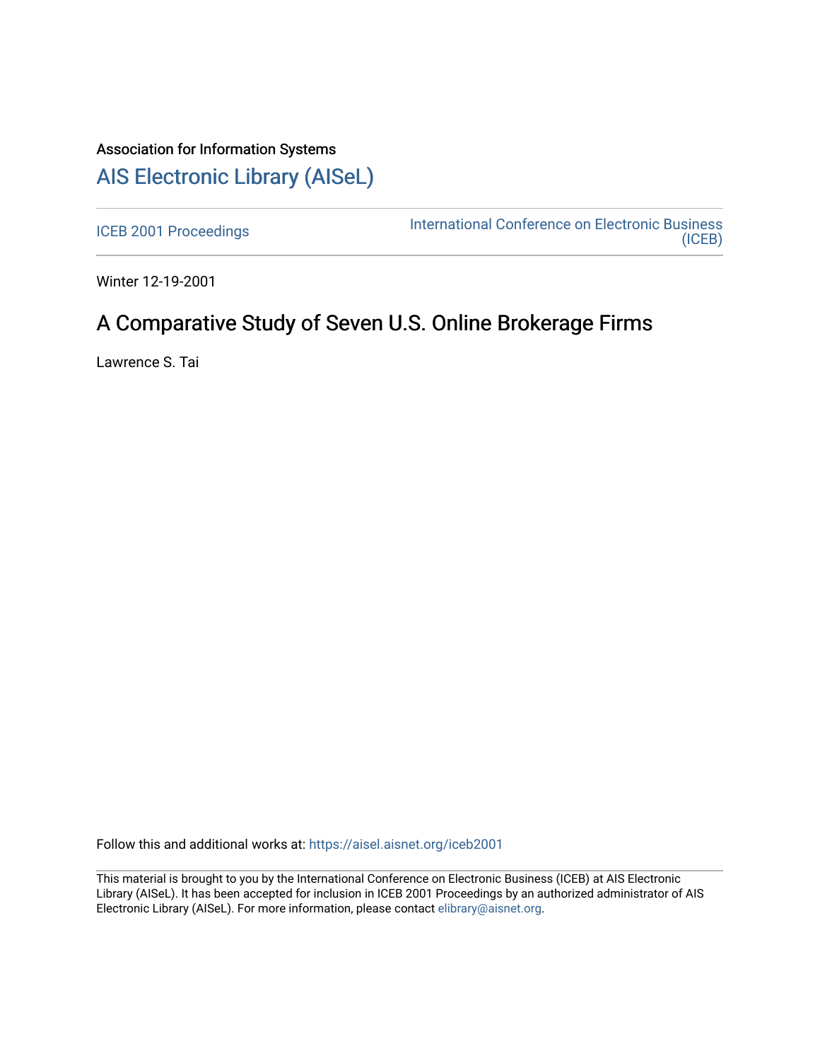Association for Information Systems

# AIS Electronic Library (AISeL)

ICEB 2001 Proceedings

International Conference on Electronic Business (ICEB)

Winter 12-19-2001

## A Comparative Study of Seven U.S. Online Brokerage Firms

Lawrence S. Tai

Follow this and additional works at: https://aisel.aisnet.org/iceb2001

This material is brought to you by the International Conference on Electronic Business (ICEB) at AIS Electronic Library (AISeL). It has been accepted for inclusion in ICEB 2001 Proceedings by an authorized administrator of AIS Electronic Library (AISeL). For more information, please contact elibrary@aisnet.org.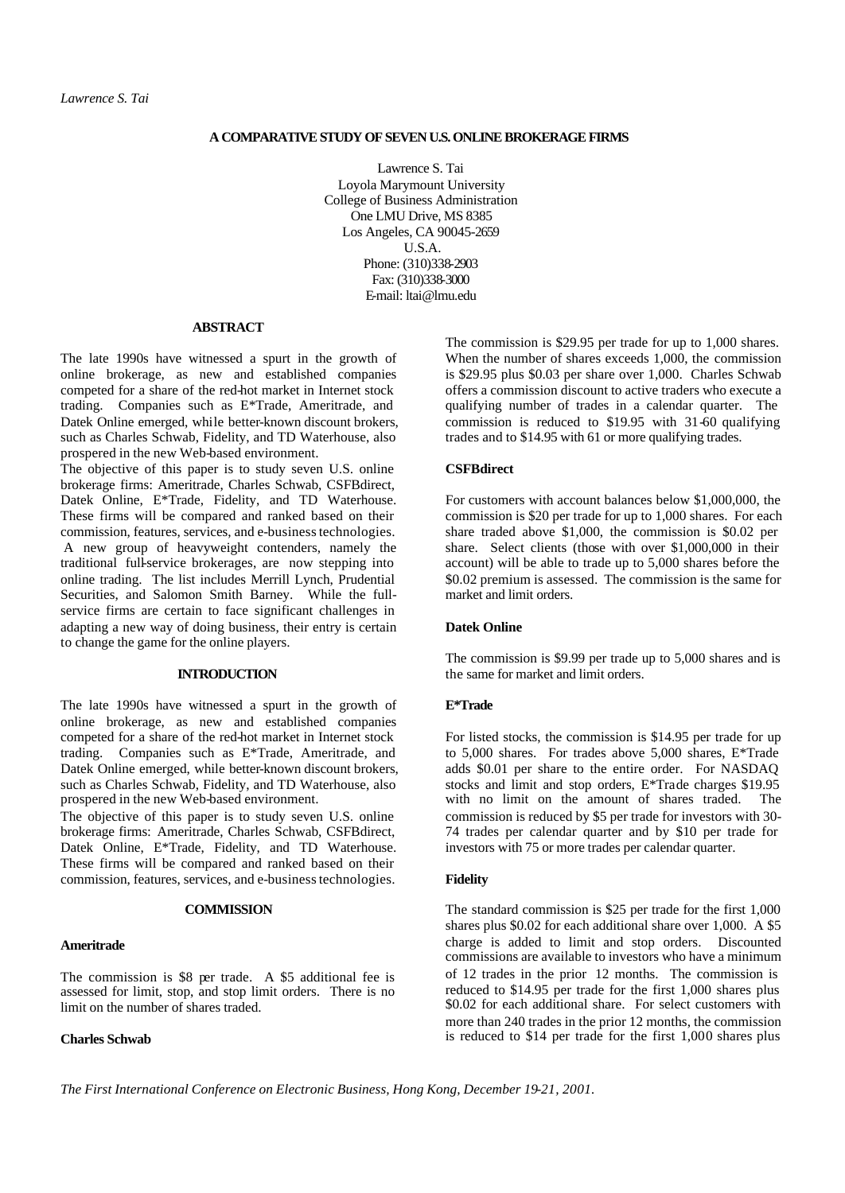**A COMPARATIVE STUDY OF SEVEN U.S. ONLINE BROKERAGE FIRMS**

Lawrence S. Tai
Loyola Marymount University
College of Business Administration
One LMU Drive, MS 8385
Los Angeles, CA 90045-2659
U.S.A.
Phone: (310)338-2903
Fax: (310)338-3000
E-mail: ltai@lmu.edu

## ABSTRACT

The late 1990s have witnessed a spurt in the growth of online brokerage, as new and established companies competed for a share of the red-hot market in Internet stock trading. Companies such as E*Trade, Ameritrade, and Datek Online emerged, while better-known discount brokers, such as Charles Schwab, Fidelity, and TD Waterhouse, also prospered in the new Web-based environment.

The objective of this paper is to study seven U.S. online brokerage firms: Ameritrade, Charles Schwab, CSFBdirect, Datek Online, E*Trade, Fidelity, and TD Waterhouse. These firms will be compared and ranked based on their commission, features, services, and e-business technologies. A new group of heavyweight contenders, namely the traditional full-service brokerages, are now stepping into online trading. The list includes Merrill Lynch, Prudential Securities, and Salomon Smith Barney. While the full-service firms are certain to face significant challenges in adapting a new way of doing business, their entry is certain to change the game for the online players.

## INTRODUCTION

The late 1990s have witnessed a spurt in the growth of online brokerage, as new and established companies competed for a share of the red-hot market in Internet stock trading. Companies such as E*Trade, Ameritrade, and Datek Online emerged, while better-known discount brokers, such as Charles Schwab, Fidelity, and TD Waterhouse, also prospered in the new Web-based environment.

The objective of this paper is to study seven U.S. online brokerage firms: Ameritrade, Charles Schwab, CSFBdirect, Datek Online, E*Trade, Fidelity, and TD Waterhouse. These firms will be compared and ranked based on their commission, features, services, and e-business technologies.

## COMMISSION

### Ameritrade

The commission is $8 per trade. A $5 additional fee is assessed for limit, stop, and stop limit orders. There is no limit on the number of shares traded.

### Charles Schwab

The commission is $29.95 per trade for up to 1,000 shares. When the number of shares exceeds 1,000, the commission is $29.95 plus $0.03 per share over 1,000. Charles Schwab offers a commission discount to active traders who execute a qualifying number of trades in a calendar quarter. The commission is reduced to $19.95 with 31-60 qualifying trades and to $14.95 with 61 or more qualifying trades.

### CSFBdirect

For customers with account balances below $1,000,000, the commission is $20 per trade for up to 1,000 shares. For each share traded above $1,000, the commission is $0.02 per share. Select clients (those with over $1,000,000 in their account) will be able to trade up to 5,000 shares before the $0.02 premium is assessed. The commission is the same for market and limit orders.

### Datek Online

The commission is $9.99 per trade up to 5,000 shares and is the same for market and limit orders.

### E*Trade

For listed stocks, the commission is $14.95 per trade for up to 5,000 shares. For trades above 5,000 shares, E*Trade adds $0.01 per share to the entire order. For NASDAQ stocks and limit and stop orders, E*Trade charges $19.95 with no limit on the amount of shares traded. The commission is reduced by $5 per trade for investors with 30-74 trades per calendar quarter and by $10 per trade for investors with 75 or more trades per calendar quarter.

### Fidelity

The standard commission is $25 per trade for the first 1,000 shares plus $0.02 for each additional share over 1,000. A $5 charge is added to limit and stop orders. Discounted commissions are available to investors who have a minimum of 12 trades in the prior 12 months. The commission is reduced to $14.95 per trade for the first 1,000 shares plus $0.02 for each additional share. For select customers with more than 240 trades in the prior 12 months, the commission is reduced to $14 per trade for the first 1,000 shares plus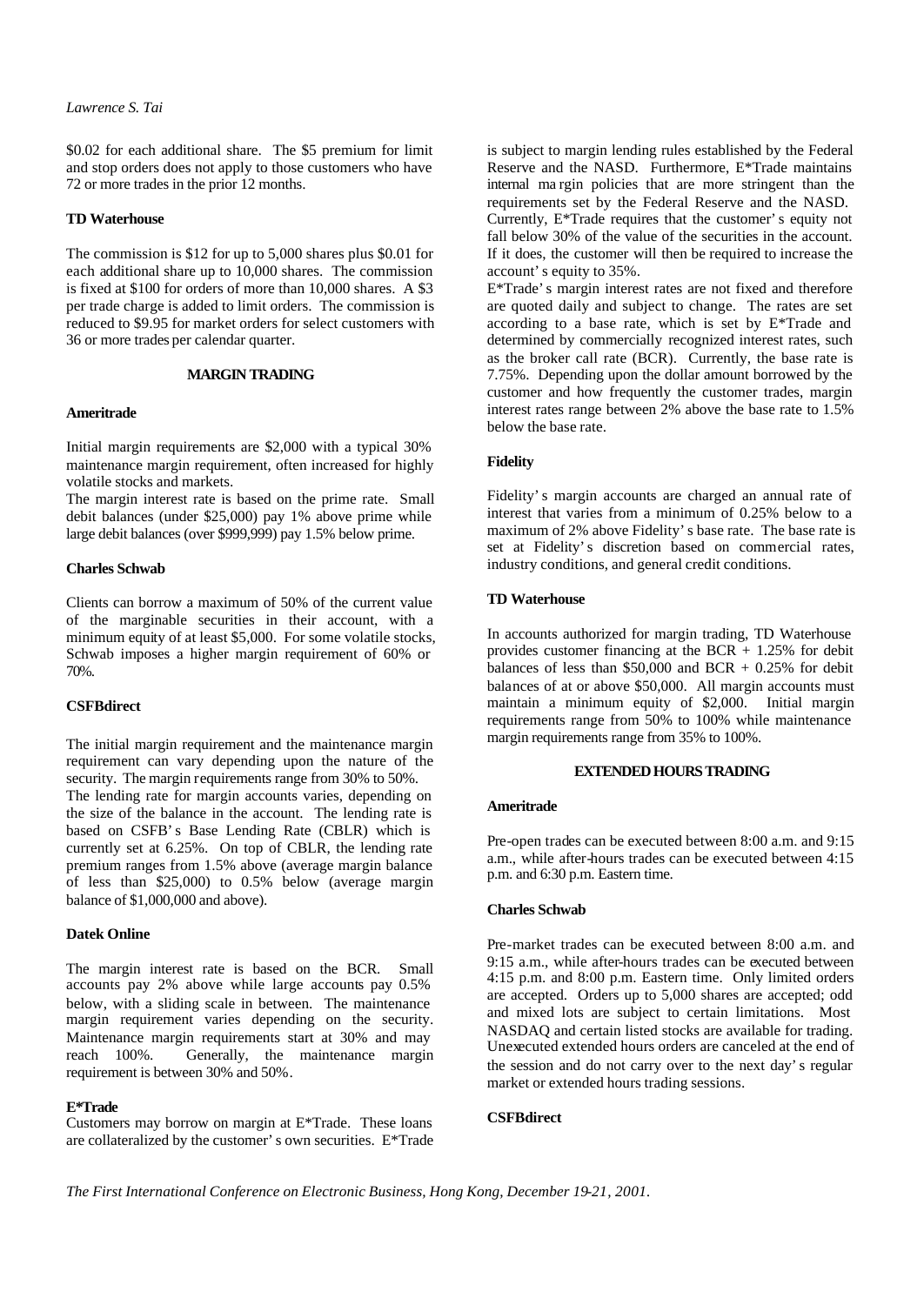$0.02 for each additional share. The $5 premium for limit and stop orders does not apply to those customers who have 72 or more trades in the prior 12 months.

**TD Waterhouse**

The commission is $12 for up to 5,000 shares plus $0.01 for each additional share up to 10,000 shares. The commission is fixed at $100 for orders of more than 10,000 shares. A $3 per trade charge is added to limit orders. The commission is reduced to $9.95 for market orders for select customers with 36 or more trades per calendar quarter.

## MARGIN TRADING

**Ameritrade**

Initial margin requirements are $2,000 with a typical 30% maintenance margin requirement, often increased for highly volatile stocks and markets.

The margin interest rate is based on the prime rate. Small debit balances (under $25,000) pay 1% above prime while large debit balances (over $999,999) pay 1.5% below prime.

**Charles Schwab**

Clients can borrow a maximum of 50% of the current value of the marginable securities in their account, with a minimum equity of at least $5,000. For some volatile stocks, Schwab imposes a higher margin requirement of 60% or 70%.

**CSFBdirect**

The initial margin requirement and the maintenance margin requirement can vary depending upon the nature of the security. The margin requirements range from 30% to 50%.

The lending rate for margin accounts varies, depending on the size of the balance in the account. The lending rate is based on CSFB's Base Lending Rate (CBLR) which is currently set at 6.25%. On top of CBLR, the lending rate premium ranges from 1.5% above (average margin balance of less than $25,000) to 0.5% below (average margin balance of $1,000,000 and above).

**Datek Online**

The margin interest rate is based on the BCR. Small accounts pay 2% above while large accounts pay 0.5% below, with a sliding scale in between. The maintenance margin requirement varies depending on the security. Maintenance margin requirements start at 30% and may reach 100%. Generally, the maintenance margin requirement is between 30% and 50%.

**E*Trade**

Customers may borrow on margin at E*Trade. These loans are collateralized by the customer's own securities. E*Trade is subject to margin lending rules established by the Federal Reserve and the NASD. Furthermore, E*Trade maintains internal margin policies that are more stringent than the requirements set by the Federal Reserve and the NASD.

Currently, E*Trade requires that the customer's equity not fall below 30% of the value of the securities in the account. If it does, the customer will then be required to increase the account's equity to 35%.

E*Trade's margin interest rates are not fixed and therefore are quoted daily and subject to change. The rates are set according to a base rate, which is set by E*Trade and determined by commercially recognized interest rates, such as the broker call rate (BCR). Currently, the base rate is 7.75%. Depending upon the dollar amount borrowed by the customer and how frequently the customer trades, margin interest rates range between 2% above the base rate to 1.5% below the base rate.

**Fidelity**

Fidelity's margin accounts are charged an annual rate of interest that varies from a minimum of 0.25% below to a maximum of 2% above Fidelity's base rate. The base rate is set at Fidelity's discretion based on commercial rates, industry conditions, and general credit conditions.

**TD Waterhouse**

In accounts authorized for margin trading, TD Waterhouse provides customer financing at the BCR + 1.25% for debit balances of less than $50,000 and BCR + 0.25% for debit balances of at or above $50,000. All margin accounts must maintain a minimum equity of $2,000. Initial margin requirements range from 50% to 100% while maintenance margin requirements range from 35% to 100%.

## EXTENDED HOURS TRADING

**Ameritrade**

Pre-open trades can be executed between 8:00 a.m. and 9:15 a.m., while after-hours trades can be executed between 4:15 p.m. and 6:30 p.m. Eastern time.

**Charles Schwab**

Pre-market trades can be executed between 8:00 a.m. and 9:15 a.m., while after-hours trades can be executed between 4:15 p.m. and 8:00 p.m. Eastern time. Only limited orders are accepted. Orders up to 5,000 shares are accepted; odd and mixed lots are subject to certain limitations. Most NASDAQ and certain listed stocks are available for trading. Unexecuted extended hours orders are canceled at the end of the session and do not carry over to the next day's regular market or extended hours trading sessions.

**CSFBdirect**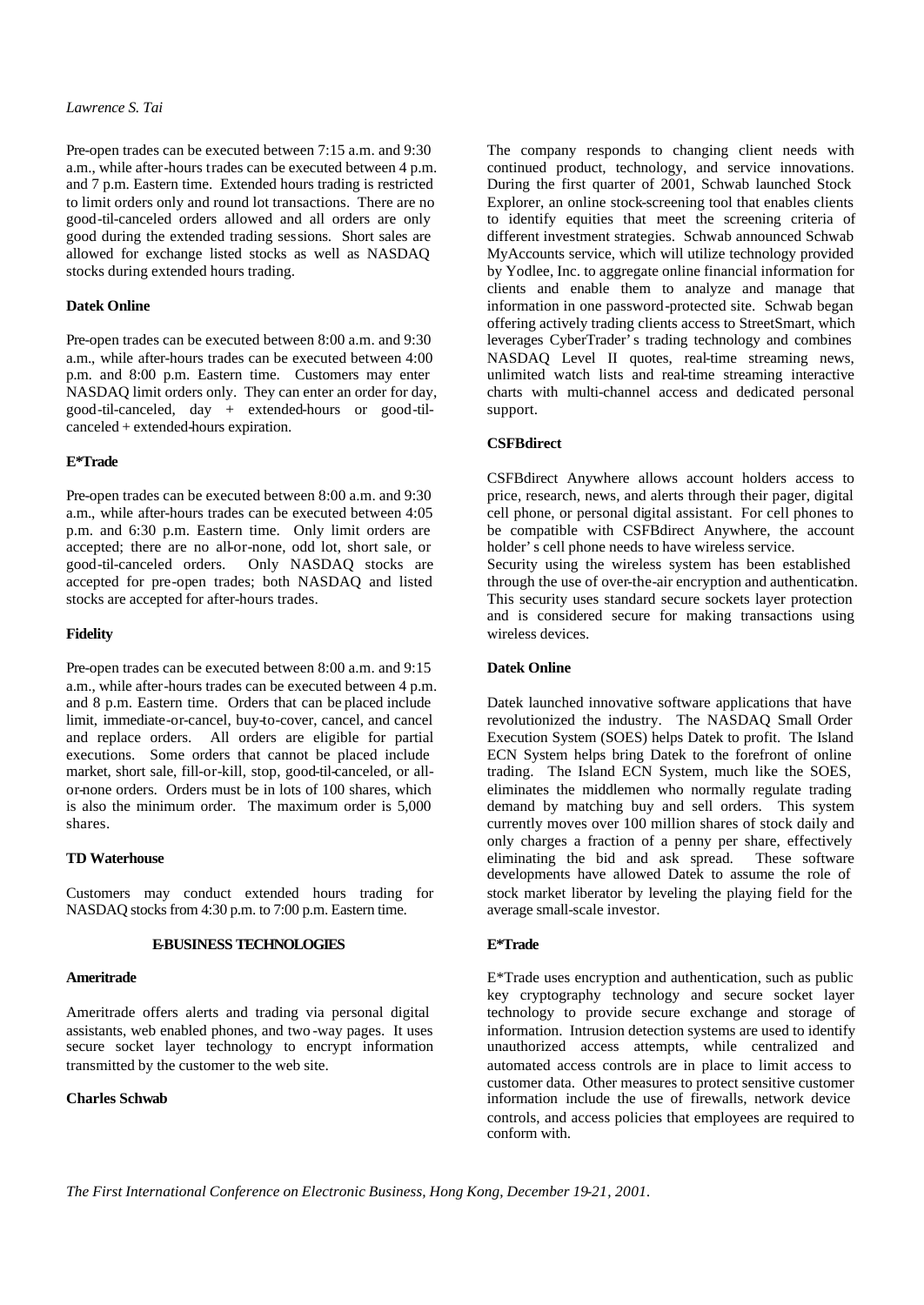Pre-open trades can be executed between 7:15 a.m. and 9:30 a.m., while after-hours trades can be executed between 4 p.m. and 7 p.m. Eastern time. Extended hours trading is restricted to limit orders only and round lot transactions. There are no good-til-canceled orders allowed and all orders are only good during the extended trading sessions. Short sales are allowed for exchange listed stocks as well as NASDAQ stocks during extended hours trading.

**Datek Online**

Pre-open trades can be executed between 8:00 a.m. and 9:30 a.m., while after-hours trades can be executed between 4:00 p.m. and 8:00 p.m. Eastern time. Customers may enter NASDAQ limit orders only. They can enter an order for day, good-til-canceled, day + extended-hours or good-til-canceled + extended-hours expiration.

**E*Trade**

Pre-open trades can be executed between 8:00 a.m. and 9:30 a.m., while after-hours trades can be executed between 4:05 p.m. and 6:30 p.m. Eastern time. Only limit orders are accepted; there are no all-or-none, odd lot, short sale, or good-til-canceled orders. Only NASDAQ stocks are accepted for pre-open trades; both NASDAQ and listed stocks are accepted for after-hours trades.

**Fidelity**

Pre-open trades can be executed between 8:00 a.m. and 9:15 a.m., while after-hours trades can be executed between 4 p.m. and 8 p.m. Eastern time. Orders that can be placed include limit, immediate-or-cancel, buy-to-cover, cancel, and cancel and replace orders. All orders are eligible for partial executions. Some orders that cannot be placed include market, short sale, fill-or-kill, stop, good-til-canceled, or all-or-none orders. Orders must be in lots of 100 shares, which is also the minimum order. The maximum order is 5,000 shares.

**TD Waterhouse**

Customers may conduct extended hours trading for NASDAQ stocks from 4:30 p.m. to 7:00 p.m. Eastern time.

## E-BUSINESS TECHNOLOGIES

**Ameritrade**

Ameritrade offers alerts and trading via personal digital assistants, web enabled phones, and two-way pages. It uses secure socket layer technology to encrypt information transmitted by the customer to the web site.

**Charles Schwab**

The company responds to changing client needs with continued product, technology, and service innovations. During the first quarter of 2001, Schwab launched Stock Explorer, an online stock-screening tool that enables clients to identify equities that meet the screening criteria of different investment strategies. Schwab announced Schwab MyAccounts service, which will utilize technology provided by Yodlee, Inc. to aggregate online financial information for clients and enable them to analyze and manage that information in one password-protected site. Schwab began offering actively trading clients access to StreetSmart, which leverages CyberTrader's trading technology and combines NASDAQ Level II quotes, real-time streaming news, unlimited watch lists and real-time streaming interactive charts with multi-channel access and dedicated personal support.

**CSFBdirect**

CSFBdirect Anywhere allows account holders access to price, research, news, and alerts through their pager, digital cell phone, or personal digital assistant. For cell phones to be compatible with CSFBdirect Anywhere, the account holder's cell phone needs to have wireless service.
Security using the wireless system has been established through the use of over-the-air encryption and authentication. This security uses standard secure sockets layer protection and is considered secure for making transactions using wireless devices.

**Datek Online**

Datek launched innovative software applications that have revolutionized the industry. The NASDAQ Small Order Execution System (SOES) helps Datek to profit. The Island ECN System helps bring Datek to the forefront of online trading. The Island ECN System, much like the SOES, eliminates the middlemen who normally regulate trading demand by matching buy and sell orders. This system currently moves over 100 million shares of stock daily and only charges a fraction of a penny per share, effectively eliminating the bid and ask spread. These software developments have allowed Datek to assume the role of stock market liberator by leveling the playing field for the average small-scale investor.

**E*Trade**

E*Trade uses encryption and authentication, such as public key cryptography technology and secure socket layer technology to provide secure exchange and storage of information. Intrusion detection systems are used to identify unauthorized access attempts, while centralized and automated access controls are in place to limit access to customer data. Other measures to protect sensitive customer information include the use of firewalls, network device controls, and access policies that employees are required to conform with.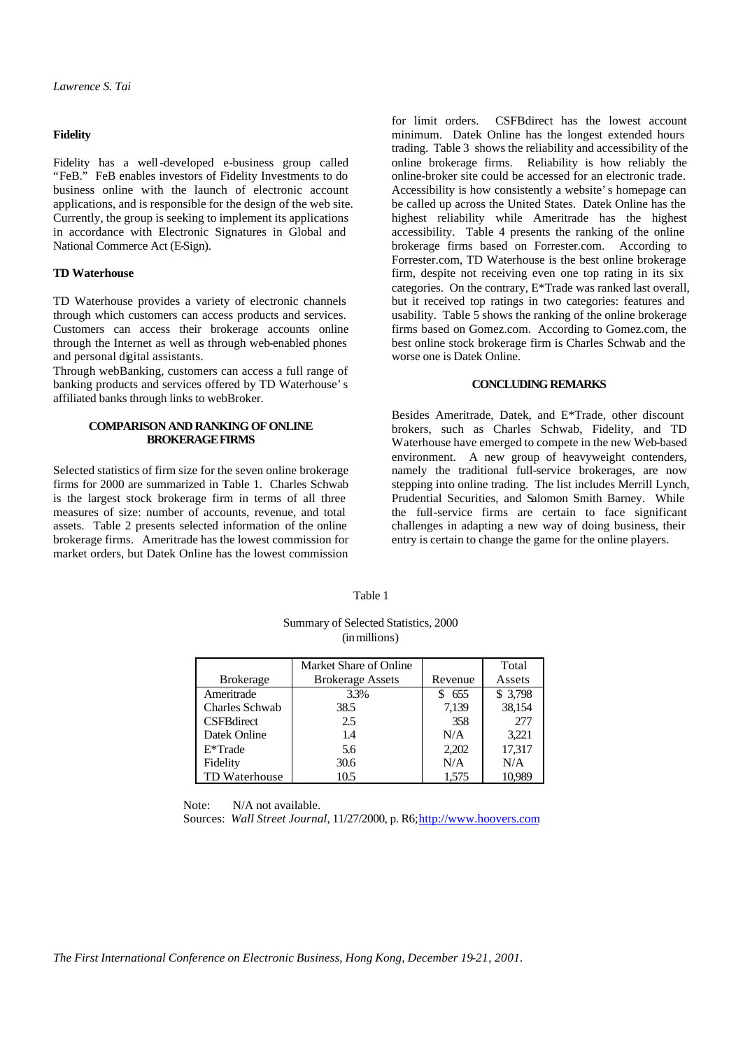### Fidelity

Fidelity has a well-developed e-business group called "FeB." FeB enables investors of Fidelity Investments to do business online with the launch of electronic account applications, and is responsible for the design of the web site. Currently, the group is seeking to implement its applications in accordance with Electronic Signatures in Global and National Commerce Act (E-Sign).

### TD Waterhouse

TD Waterhouse provides a variety of electronic channels through which customers can access products and services. Customers can access their brokerage accounts online through the Internet as well as through web-enabled phones and personal digital assistants.

Through webBanking, customers can access a full range of banking products and services offered by TD Waterhouse's affiliated banks through links to webBroker.

## COMPARISON AND RANKING OF ONLINE BROKERAGE FIRMS

Selected statistics of firm size for the seven online brokerage firms for 2000 are summarized in Table 1. Charles Schwab is the largest stock brokerage firm in terms of all three measures of size: number of accounts, revenue, and total assets. Table 2 presents selected information of the online brokerage firms. Ameritrade has the lowest commission for market orders, but Datek Online has the lowest commission for limit orders. CSFBdirect has the lowest account minimum. Datek Online has the longest extended hours trading. Table 3 shows the reliability and accessibility of the online brokerage firms. Reliability is how reliably the online-broker site could be accessed for an electronic trade. Accessibility is how consistently a website's homepage can be called up across the United States. Datek Online has the highest reliability while Ameritrade has the highest accessibility. Table 4 presents the ranking of the online brokerage firms based on Forrester.com. According to Forrester.com, TD Waterhouse is the best online brokerage firm, despite not receiving even one top rating in its six categories. On the contrary, E*Trade was ranked last overall, but it received top ratings in two categories: features and usability. Table 5 shows the ranking of the online brokerage firms based on Gomez.com. According to Gomez.com, the best online stock brokerage firm is Charles Schwab and the worse one is Datek Online.

## CONCLUDING REMARKS

Besides Ameritrade, Datek, and E*Trade, other discount brokers, such as Charles Schwab, Fidelity, and TD Waterhouse have emerged to compete in the new Web-based environment. A new group of heavyweight contenders, namely the traditional full-service brokerages, are now stepping into online trading. The list includes Merrill Lynch, Prudential Securities, and Salomon Smith Barney. While the full-service firms are certain to face significant challenges in adapting a new way of doing business, their entry is certain to change the game for the online players.

Table 1

Summary of Selected Statistics, 2000
(in millions)

| Brokerage | Market Share of Online Brokerage Assets | Revenue | Total Assets |
|---|---|---|---|
| Ameritrade | 3.3% | $ 655 | $ 3,798 |
| Charles Schwab | 38.5 | 7,139 | 38,154 |
| CSFBdirect | 2.5 | 358 | 277 |
| Datek Online | 1.4 | N/A | 3,221 |
| E*Trade | 5.6 | 2,202 | 17,317 |
| Fidelity | 30.6 | N/A | N/A |
| TD Waterhouse | 10.5 | 1,575 | 10,989 |

Note: N/A not available.
Sources: *Wall Street Journal*, 11/27/2000, p. R6; http://www.hoovers.com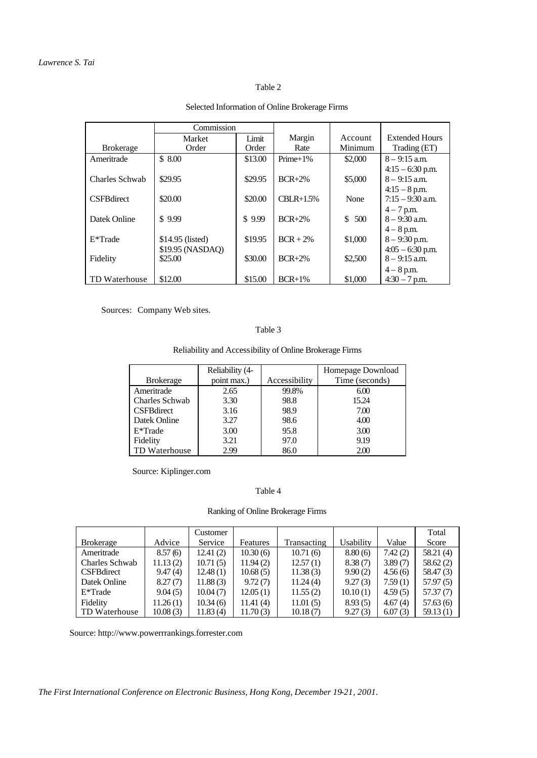Table 2

Selected Information of Online Brokerage Firms

| Brokerage | Commission | | Margin Rate | Account Minimum | Extended Hours Trading (ET) |
|---|---|---|---|---|---|
| | Market Order | Limit Order | | | |
| Ameritrade | $ 8.00 | $13.00 | Prime+1% | $2,000 | 8 – 9:15 a.m. 4:15 – 6:30 p.m. |
| Charles Schwab | $29.95 | $29.95 | BCR+2% | $5,000 | 8 – 9:15 a.m. 4:15 – 8 p.m. |
| CSFBdirect | $20.00 | $20.00 | CBLR+1.5% | None | 7:15 – 9:30 a.m. 4 – 7 p.m. |
| Datek Online | $ 9.99 | $ 9.99 | BCR+2% | $ 500 | 8 – 9:30 a.m. 4 – 8 p.m. |
| E*Trade | $14.95 (listed) $19.95 (NASDAQ) | $19.95 | BCR + 2% | $1,000 | 8 – 9:30 p.m. 4:05 – 6:30 p.m. |
| Fidelity | $25.00 | $30.00 | BCR+2% | $2,500 | 8 – 9:15 a.m. 4 – 8 p.m. |
| TD Waterhouse | $12.00 | $15.00 | BCR+1% | $1,000 | 4:30 – 7 p.m. |

Sources: Company Web sites.

Table 3

Reliability and Accessibility of Online Brokerage Firms

| Brokerage | Reliability (4-point max.) | Accessibility | Homepage Download Time (seconds) |
|---|---|---|---|
| Ameritrade | 2.65 | 99.8% | 6.00 |
| Charles Schwab | 3.30 | 98.8 | 15.24 |
| CSFBdirect | 3.16 | 98.9 | 7.00 |
| Datek Online | 3.27 | 98.6 | 4.00 |
| E*Trade | 3.00 | 95.8 | 3.00 |
| Fidelity | 3.21 | 97.0 | 9.19 |
| TD Waterhouse | 2.99 | 86.0 | 2.00 |

Source: Kiplinger.com

Table 4

Ranking of Online Brokerage Firms

| Brokerage | Advice | Customer Service | Features | Transacting | Usability | Value | Total Score |
|---|---|---|---|---|---|---|---|
| Ameritrade | 8.57 (6) | 12.41 (2) | 10.30 (6) | 10.71 (6) | 8.80 (6) | 7.42 (2) | 58.21 (4) |
| Charles Schwab | 11.13 (2) | 10.71 (5) | 11.94 (2) | 12.57 (1) | 8.38 (7) | 3.89 (7) | 58.62 (2) |
| CSFBdirect | 9.47 (4) | 12.48 (1) | 10.68 (5) | 11.38 (3) | 9.90 (2) | 4.56 (6) | 58.47 (3) |
| Datek Online | 8.27 (7) | 11.88 (3) | 9.72 (7) | 11.24 (4) | 9.27 (3) | 7.59 (1) | 57.97 (5) |
| E*Trade | 9.04 (5) | 10.04 (7) | 12.05 (1) | 11.55 (2) | 10.10 (1) | 4.59 (5) | 57.37 (7) |
| Fidelity | 11.26 (1) | 10.34 (6) | 11.41 (4) | 11.01 (5) | 8.93 (5) | 4.67 (4) | 57.63 (6) |
| TD Waterhouse | 10.08 (3) | 11.83 (4) | 11.70 (3) | 10.18 (7) | 9.27 (3) | 6.07 (3) | 59.13 (1) |

Source: http://www.powerrrankings.forrester.com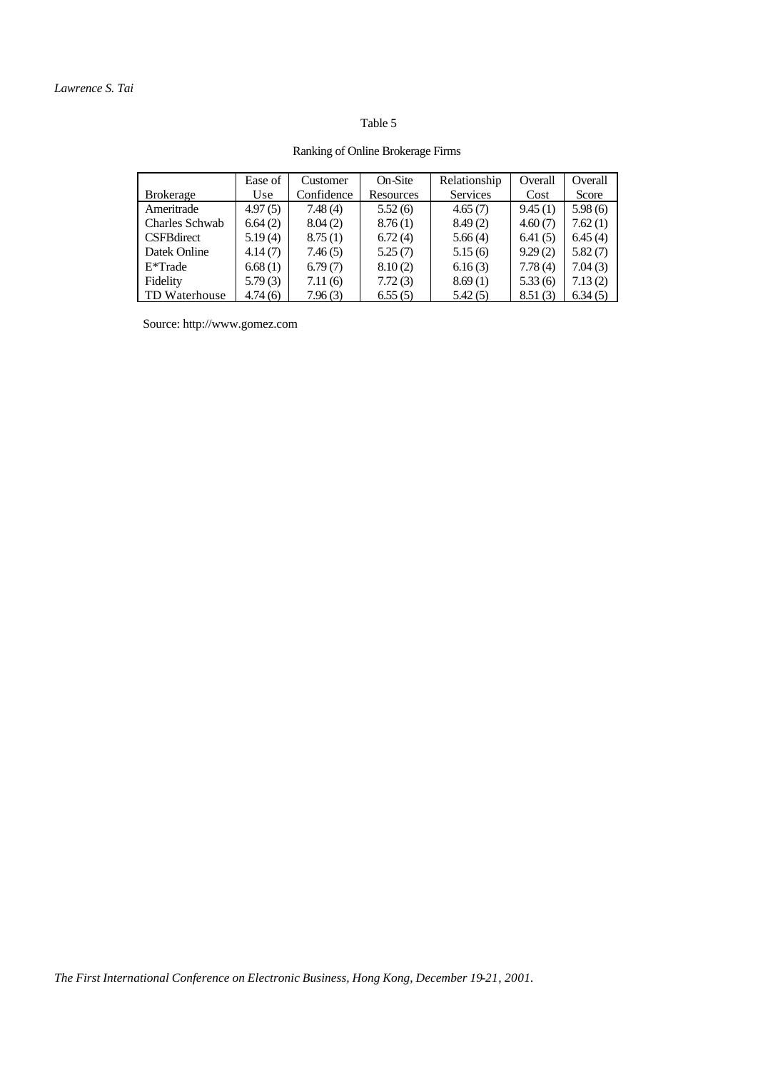Table 5

Ranking of Online Brokerage Firms

| Brokerage | Ease of Use | Customer Confidence | On-Site Resources | Relationship Services | Overall Cost | Overall Score |
|---|---|---|---|---|---|---|
| Ameritrade | 4.97 (5) | 7.48 (4) | 5.52 (6) | 4.65 (7) | 9.45 (1) | 5.98 (6) |
| Charles Schwab | 6.64 (2) | 8.04 (2) | 8.76 (1) | 8.49 (2) | 4.60 (7) | 7.62 (1) |
| CSFBdirect | 5.19 (4) | 8.75 (1) | 6.72 (4) | 5.66 (4) | 6.41 (5) | 6.45 (4) |
| Datek Online | 4.14 (7) | 7.46 (5) | 5.25 (7) | 5.15 (6) | 9.29 (2) | 5.82 (7) |
| E*Trade | 6.68 (1) | 6.79 (7) | 8.10 (2) | 6.16 (3) | 7.78 (4) | 7.04 (3) |
| Fidelity | 5.79 (3) | 7.11 (6) | 7.72 (3) | 8.69 (1) | 5.33 (6) | 7.13 (2) |
| TD Waterhouse | 4.74 (6) | 7.96 (3) | 6.55 (5) | 5.42 (5) | 8.51 (3) | 6.34 (5) |

Source: http://www.gomez.com